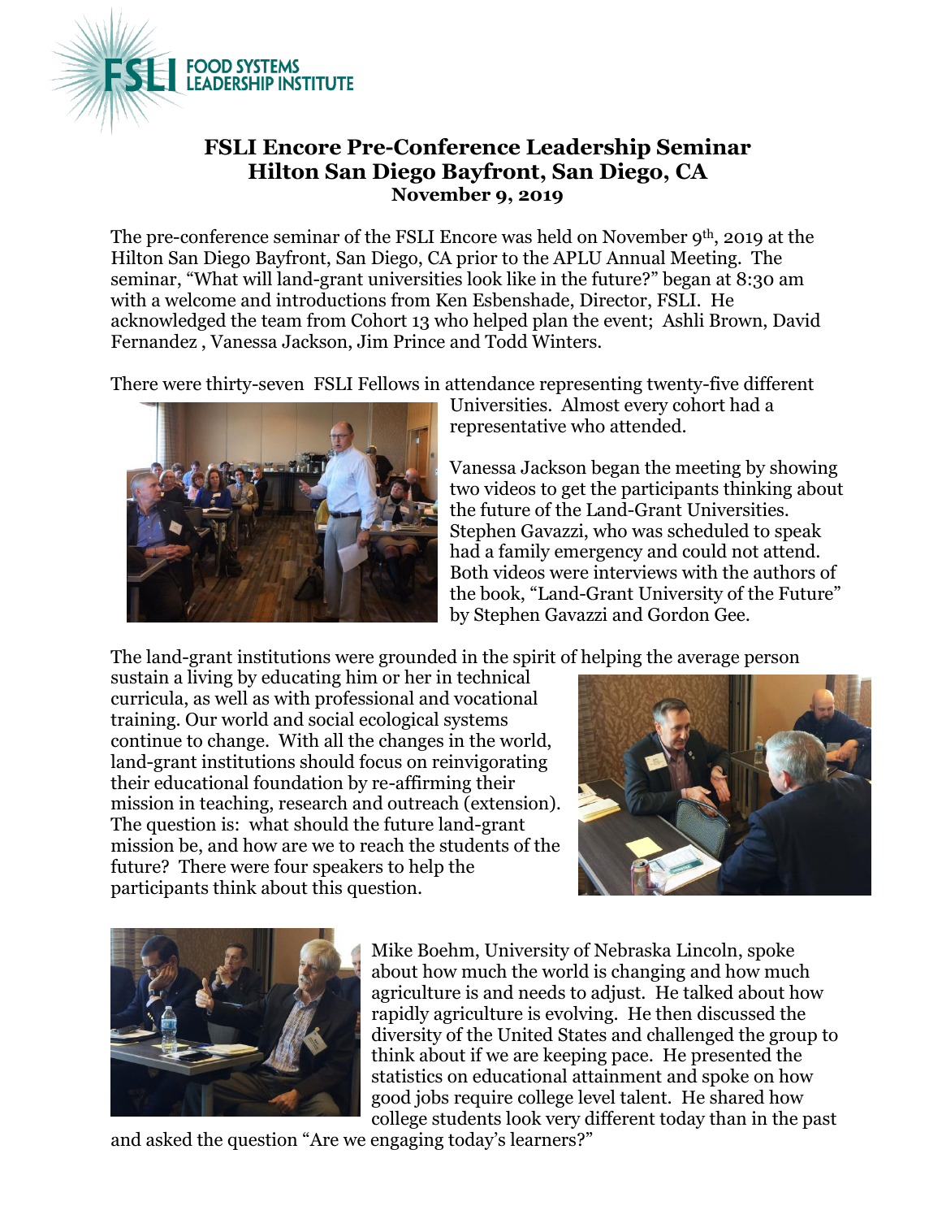FSLI FOOD SYSTEMS LEADERSHIP INSTITUTE

# FSLI Encore Pre-Conference Leadership Seminar
## Hilton San Diego Bayfront, San Diego, CA
### November 9, 2019

The pre-conference seminar of the FSLI Encore was held on November 9th, 2019 at the Hilton San Diego Bayfront, San Diego, CA prior to the APLU Annual Meeting. The seminar, "What will land-grant universities look like in the future?" began at 8:30 am with a welcome and introductions from Ken Esbenshade, Director, FSLI. He acknowledged the team from Cohort 13 who helped plan the event; Ashli Brown, David Fernandez , Vanessa Jackson, Jim Prince and Todd Winters.

There were thirty-seven FSLI Fellows in attendance representing twenty-five different Universities. Almost every cohort had a representative who attended.

Vanessa Jackson began the meeting by showing two videos to get the participants thinking about the future of the Land-Grant Universities. Stephen Gavazzi, who was scheduled to speak had a family emergency and could not attend. Both videos were interviews with the authors of the book, "Land-Grant University of the Future" by Stephen Gavazzi and Gordon Gee.

The land-grant institutions were grounded in the spirit of helping the average person sustain a living by educating him or her in technical curricula, as well as with professional and vocational training. Our world and social ecological systems continue to change. With all the changes in the world, land-grant institutions should focus on reinvigorating their educational foundation by re-affirming their mission in teaching, research and outreach (extension). The question is: what should the future land-grant mission be, and how are we to reach the students of the future? There were four speakers to help the participants think about this question.

Mike Boehm, University of Nebraska Lincoln, spoke about how much the world is changing and how much agriculture is and needs to adjust. He talked about how rapidly agriculture is evolving. He then discussed the diversity of the United States and challenged the group to think about if we are keeping pace. He presented the statistics on educational attainment and spoke on how good jobs require college level talent. He shared how college students look very different today than in the past and asked the question "Are we engaging today's learners?"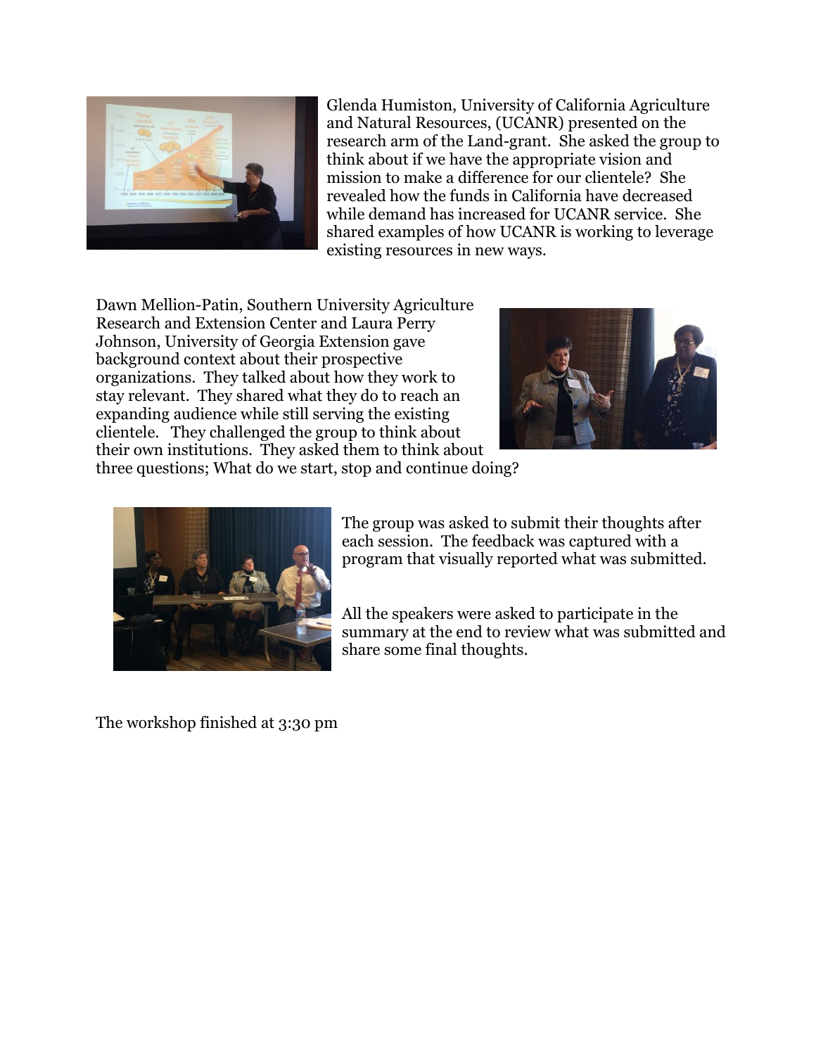Glenda Humiston, University of California Agriculture and Natural Resources, (UCANR) presented on the research arm of the Land-grant. She asked the group to think about if we have the appropriate vision and mission to make a difference for our clientele? She revealed how the funds in California have decreased while demand has increased for UCANR service. She shared examples of how UCANR is working to leverage existing resources in new ways.

Dawn Mellion-Patin, Southern University Agriculture Research and Extension Center and Laura Perry Johnson, University of Georgia Extension gave background context about their prospective organizations. They talked about how they work to stay relevant. They shared what they do to reach an expanding audience while still serving the existing clientele. They challenged the group to think about their own institutions. They asked them to think about three questions; What do we start, stop and continue doing?

The group was asked to submit their thoughts after each session. The feedback was captured with a program that visually reported what was submitted.

All the speakers were asked to participate in the summary at the end to review what was submitted and share some final thoughts.

The workshop finished at 3:30 pm